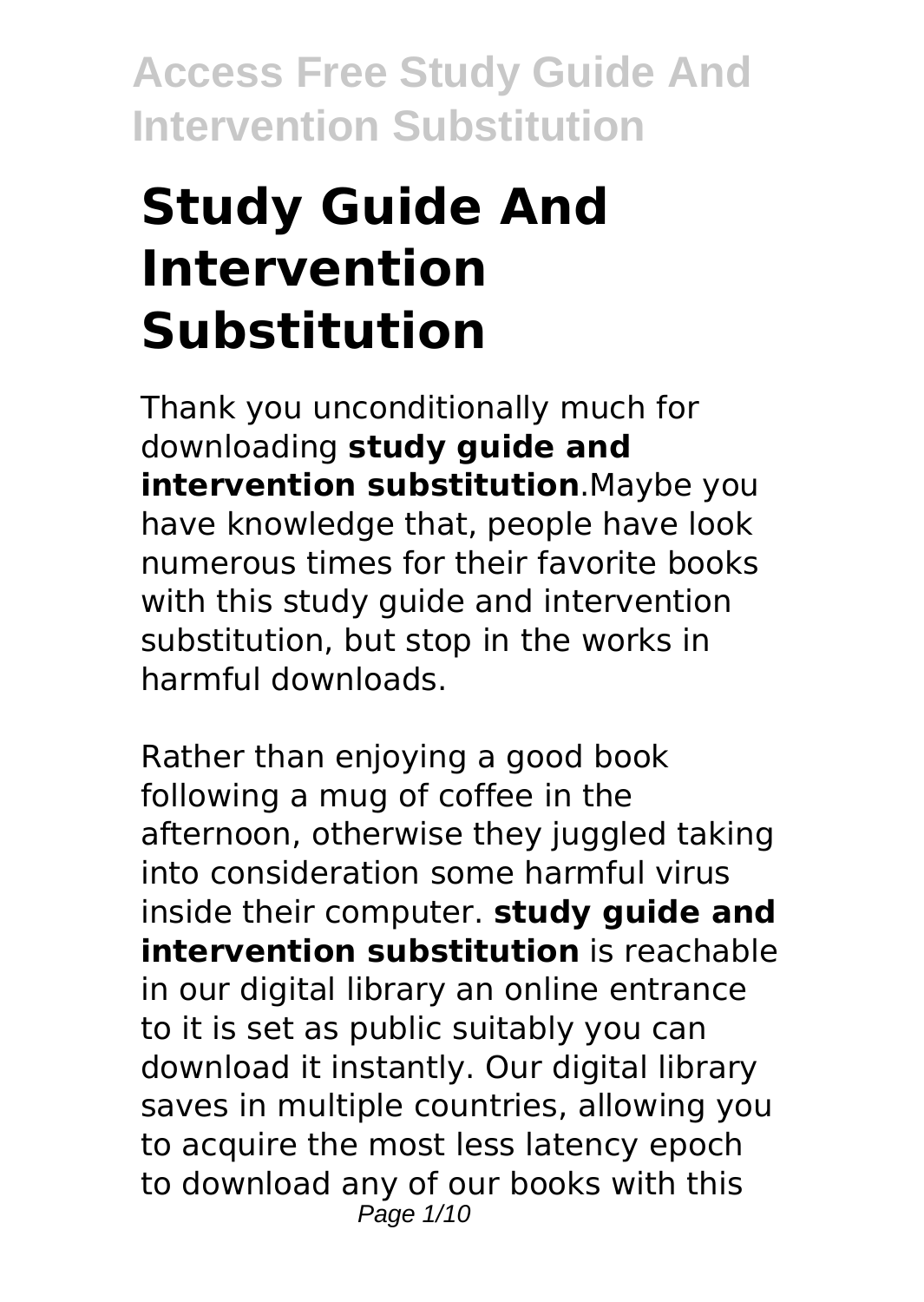# Study Guide And Intervention Substitution

Thank you unconditionally much for downloading **study guide and intervention substitution**.Maybe you have knowledge that, people have look numerous times for their favorite books with this study guide and intervention substitution, but stop in the works in harmful downloads.

Rather than enjoying a good book following a mug of coffee in the afternoon, otherwise they juggled taking into consideration some harmful virus inside their computer. **study guide and intervention substitution** is reachable in our digital library an online entrance to it is set as public suitably you can download it instantly. Our digital library saves in multiple countries, allowing you to acquire the most less latency epoch to download any of our books with this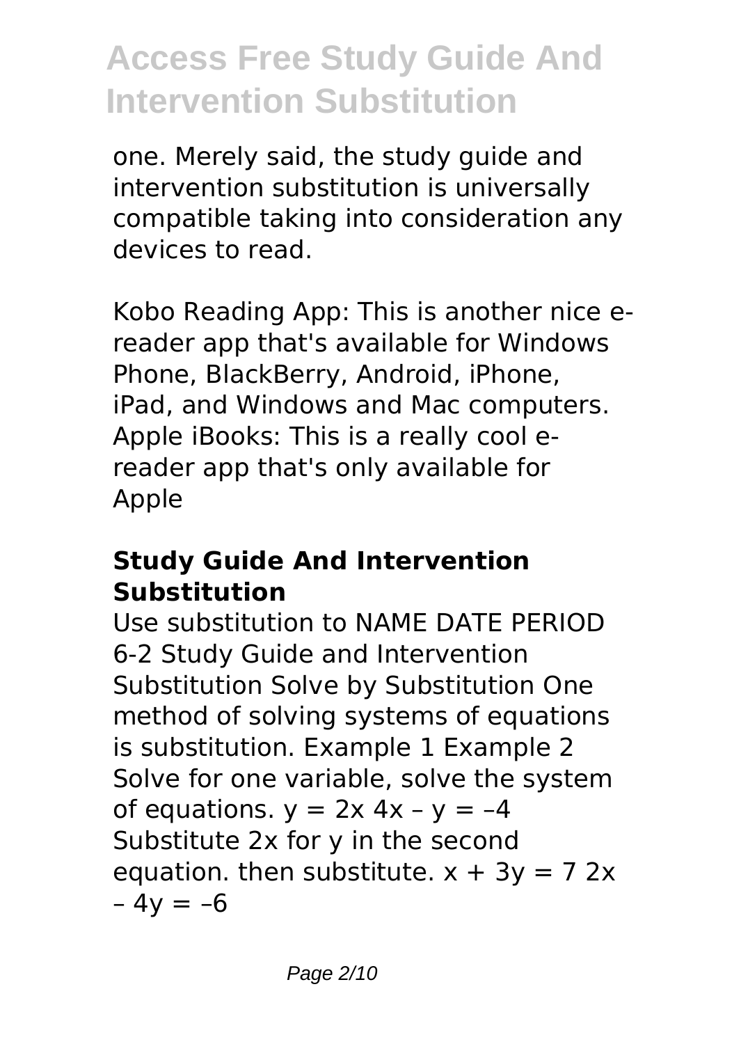one. Merely said, the study guide and intervention substitution is universally compatible taking into consideration any devices to read.

Kobo Reading App: This is another nice e-reader app that's available for Windows Phone, BlackBerry, Android, iPhone, iPad, and Windows and Mac computers. Apple iBooks: This is a really cool e-reader app that's only available for Apple

## Study Guide And Intervention Substitution

Use substitution to NAME DATE PERIOD 6-2 Study Guide and Intervention Substitution Solve by Substitution One method of solving systems of equations is substitution. Example 1 Example 2 Solve for one variable, solve the system of equations. $y = 2x$ $4x – y = –4$ Substitute 2x for y in the second equation. then substitute. $x + 3y = 7$ $2x – 4y = –6$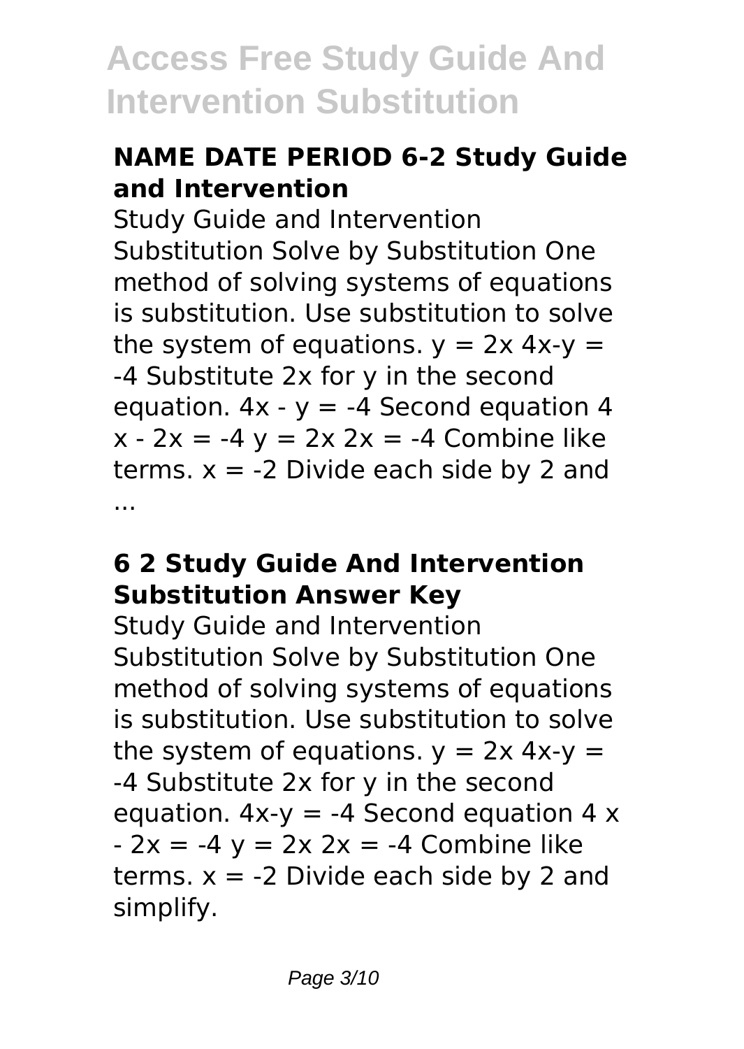## NAME DATE PERIOD 6-2 Study Guide and Intervention

Study Guide and Intervention Substitution Solve by Substitution One method of solving systems of equations is substitution. Use substitution to solve the system of equations. $y = 2x$ $4x - y = -4$ Substitute $2x$ for $y$ in the second equation. $4x - y = -4$ Second equation $4x - 2x = -4$ $y = 2x$ $2x = -4$ Combine like terms. $x = -2$ Divide each side by 2 and ...

## 6 2 Study Guide And Intervention Substitution Answer Key

Study Guide and Intervention Substitution Solve by Substitution One method of solving systems of equations is substitution. Use substitution to solve the system of equations. $y = 2x$ $4x - y = -4$ Substitute $2x$ for $y$ in the second equation. $4x - y = -4$ Second equation $4x - 2x = -4$ $y = 2x$ $2x = -4$ Combine like terms. $x = -2$ Divide each side by 2 and simplify.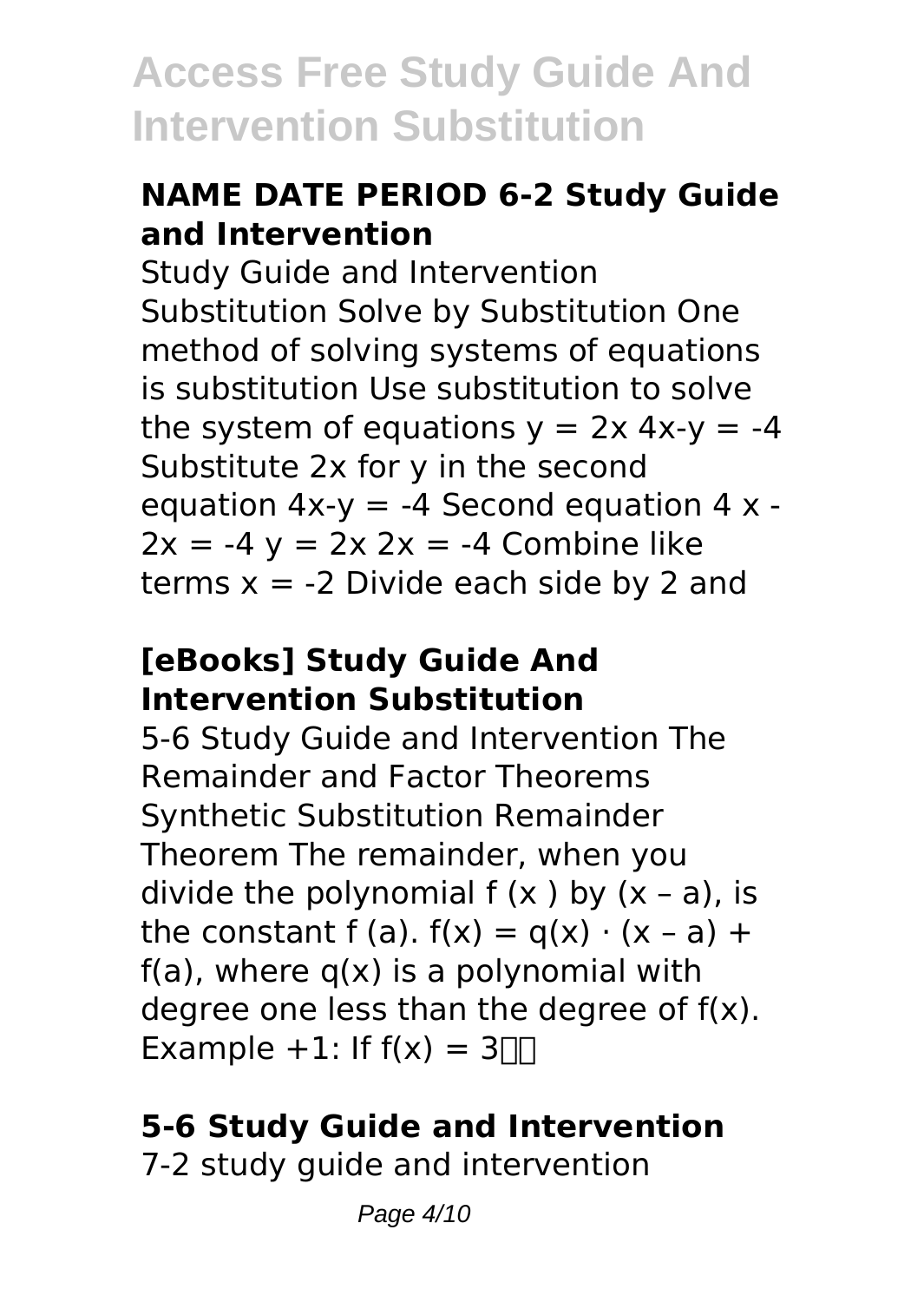## NAME DATE PERIOD 6-2 Study Guide and Intervention

Study Guide and Intervention Substitution Solve by Substitution One method of solving systems of equations is substitution Use substitution to solve the system of equations $y = 2x$ $4x-y = -4$ Substitute 2x for y in the second equation $4x-y = -4$ Second equation $4x - 2x = -4$ $y = 2x$ $2x = -4$ Combine like terms $x = -2$ Divide each side by 2 and

## [eBooks] Study Guide And Intervention Substitution

5-6 Study Guide and Intervention The Remainder and Factor Theorems Synthetic Substitution Remainder Theorem The remainder, when you divide the polynomial $f(x)$ by $(x – a)$, is the constant $f(a)$. $f(x) = q(x) \cdot (x – a) + f(a)$, where $q(x)$ is a polynomial with degree one less than the degree of $f(x)$. Example +1: If $f(x) = 3$

## 5-6 Study Guide and Intervention

7-2 study guide and intervention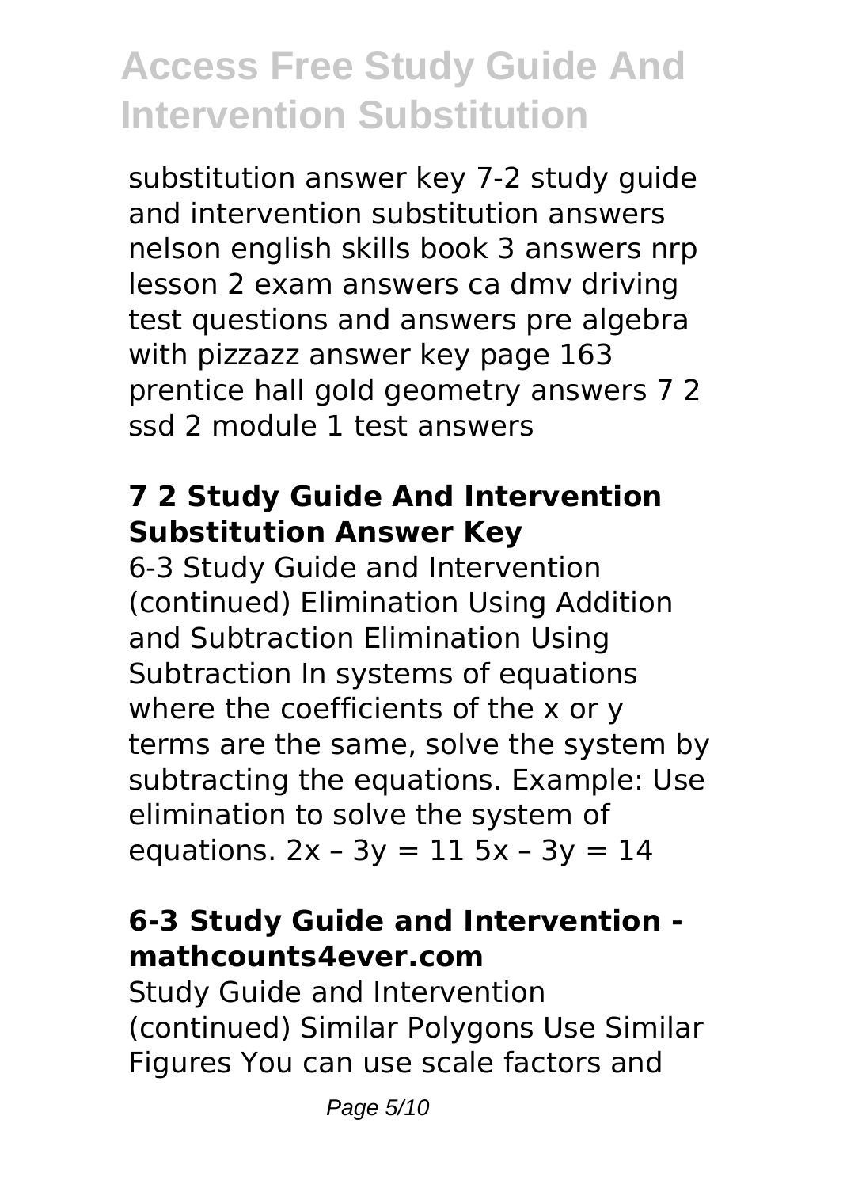substitution answer key 7-2 study guide and intervention substitution answers nelson english skills book 3 answers nrp lesson 2 exam answers ca dmv driving test questions and answers pre algebra with pizzazz answer key page 163 prentice hall gold geometry answers 7 2 ssd 2 module 1 test answers

## 7 2 Study Guide And Intervention Substitution Answer Key

6-3 Study Guide and Intervention (continued) Elimination Using Addition and Subtraction Elimination Using Subtraction In systems of equations where the coefficients of the x or y terms are the same, solve the system by subtracting the equations. Example: Use elimination to solve the system of equations. $2x - 3y = 11$ $5x - 3y = 14$

## 6-3 Study Guide and Intervention - mathcounts4ever.com

Study Guide and Intervention (continued) Similar Polygons Use Similar Figures You can use scale factors and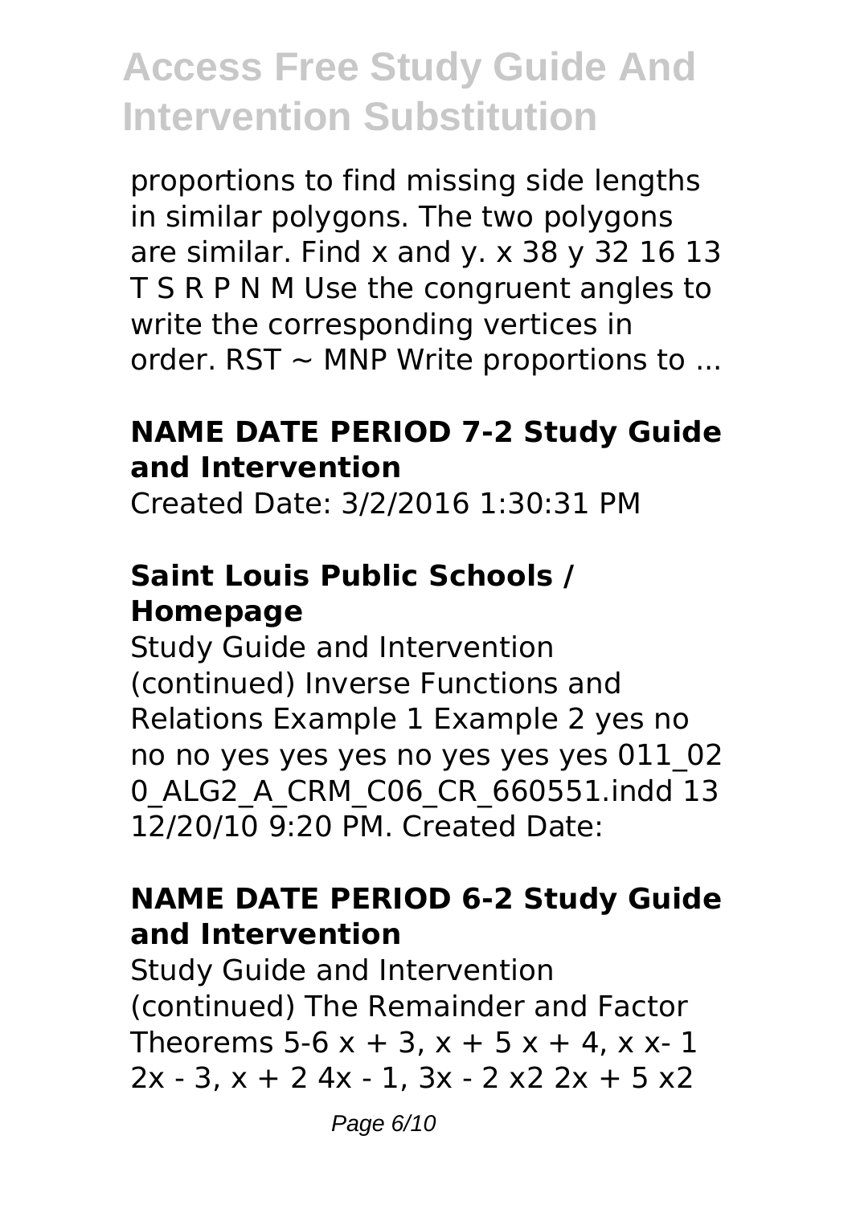proportions to find missing side lengths in similar polygons. The two polygons are similar. Find x and y. x 38 y 32 16 13 T S R P N M Use the congruent angles to write the corresponding vertices in order. RST ~ MNP Write proportions to ...

### NAME DATE PERIOD 7-2 Study Guide and Intervention

Created Date: 3/2/2016 1:30:31 PM

### Saint Louis Public Schools / Homepage

Study Guide and Intervention (continued) Inverse Functions and Relations Example 1 Example 2 yes no no no yes yes yes no yes yes yes 011_020_ALG2_A_CRM_C06_CR_660551.indd 13 12/20/10 9:20 PM. Created Date:

### NAME DATE PERIOD 6-2 Study Guide and Intervention

Study Guide and Intervention (continued) The Remainder and Factor Theorems 5-6 x + 3, x + 5 x + 4, x x- 1 2x - 3, x + 2 4x - 1, 3x - 2 x2 2x + 5 x2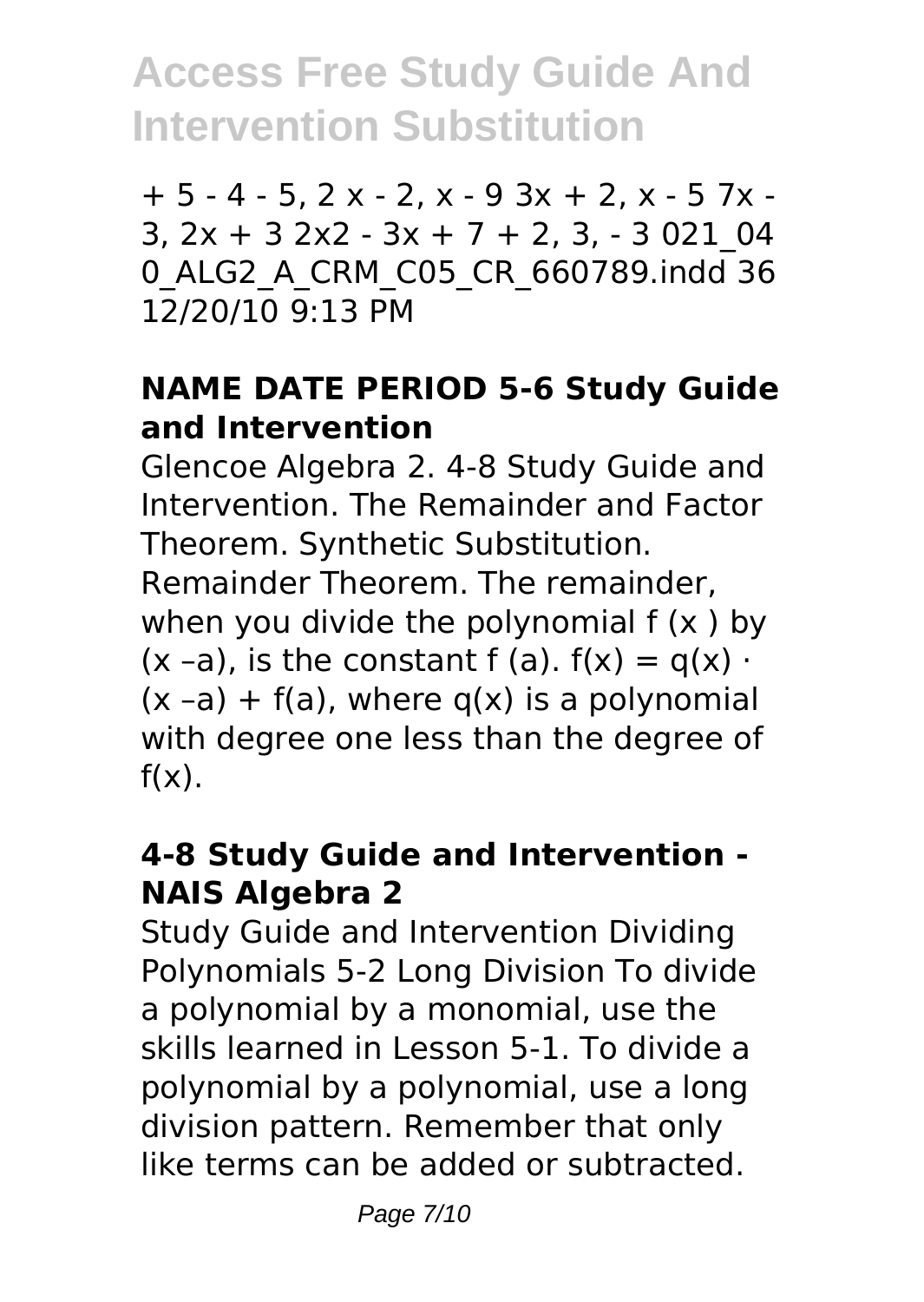+ 5 - 4 - 5, 2 x - 2, x - 9 3x + 2, x - 5 7x - 3, 2x + 3 2x2 - 3x + 7 + 2, 3, - 3 021_04 0_ALG2_A_CRM_C05_CR_660789.indd 36 12/20/10 9:13 PM

### NAME DATE PERIOD 5-6 Study Guide and Intervention

Glencoe Algebra 2. 4-8 Study Guide and Intervention. The Remainder and Factor Theorem. Synthetic Substitution. Remainder Theorem. The remainder, when you divide the polynomial f (x ) by (x –a), is the constant f (a). $f(x) = q(x) \cdot (x - a) + f(a)$, where q(x) is a polynomial with degree one less than the degree of f(x).

### 4-8 Study Guide and Intervention - NAIS Algebra 2

Study Guide and Intervention Dividing Polynomials 5-2 Long Division To divide a polynomial by a monomial, use the skills learned in Lesson 5-1. To divide a polynomial by a polynomial, use a long division pattern. Remember that only like terms can be added or subtracted.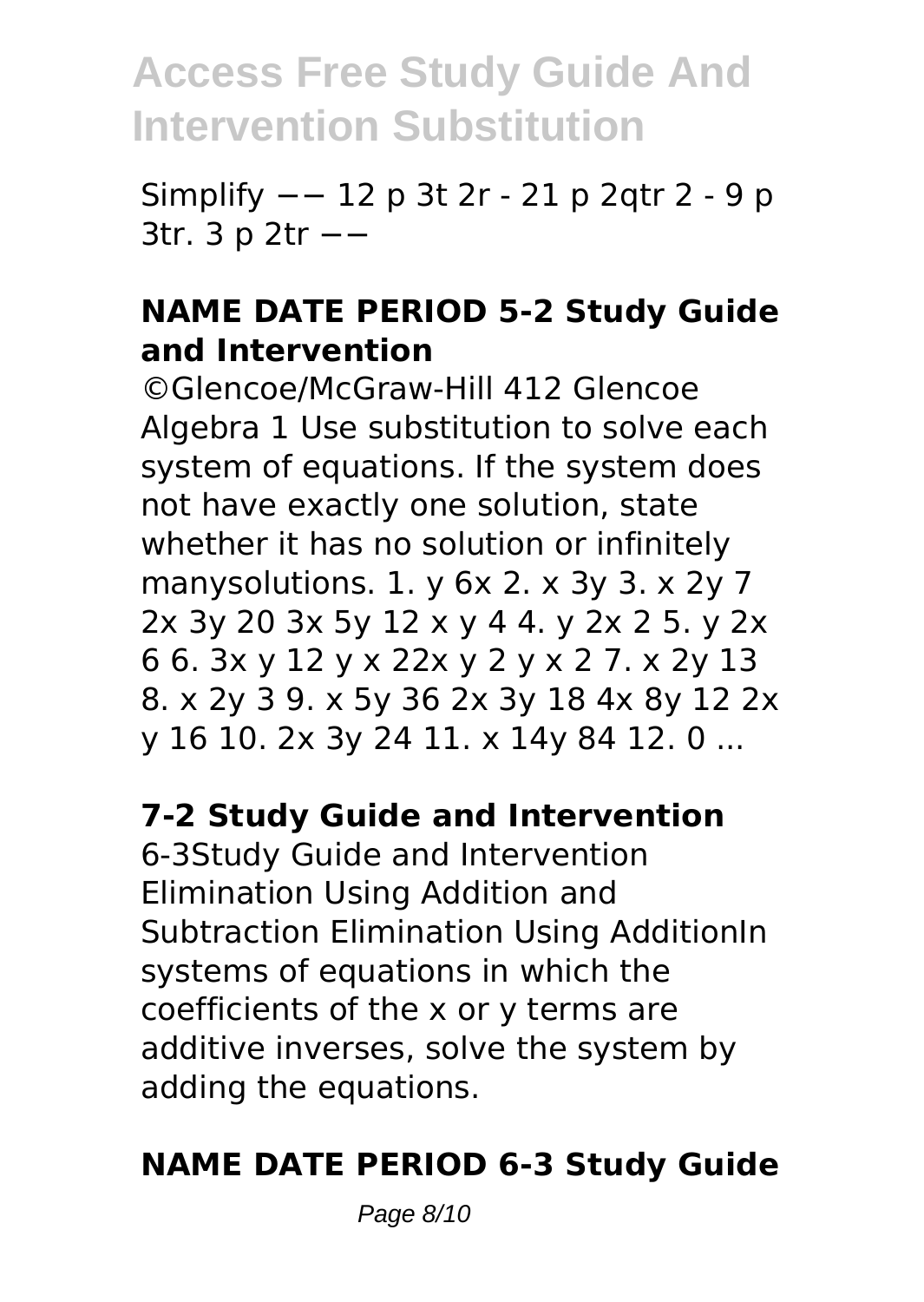Simplify −− 12 p 3t 2r - 21 p 2qtr 2 - 9 p 3tr. 3 p 2tr −−

**NAME DATE PERIOD 5-2 Study Guide and Intervention**

©Glencoe/McGraw-Hill 412 Glencoe Algebra 1 Use substitution to solve each system of equations. If the system does not have exactly one solution, state whether it has no solution or infinitely manysolutions. 1. y 6x 2. x 3y 3. x 2y 7 2x 3y 20 3x 5y 12 x y 4 4. y 2x 2 5. y 2x 6 6. 3x y 12 y x 22x y 2 y x 2 7. x 2y 13 8. x 2y 3 9. x 5y 36 2x 3y 18 4x 8y 12 2x y 16 10. 2x 3y 24 11. x 14y 84 12. 0 ...

**7-2 Study Guide and Intervention**

6-3Study Guide and Intervention Elimination Using Addition and Subtraction Elimination Using AdditionIn systems of equations in which the coefficients of the x or y terms are additive inverses, solve the system by adding the equations.

**NAME DATE PERIOD 6-3 Study Guide**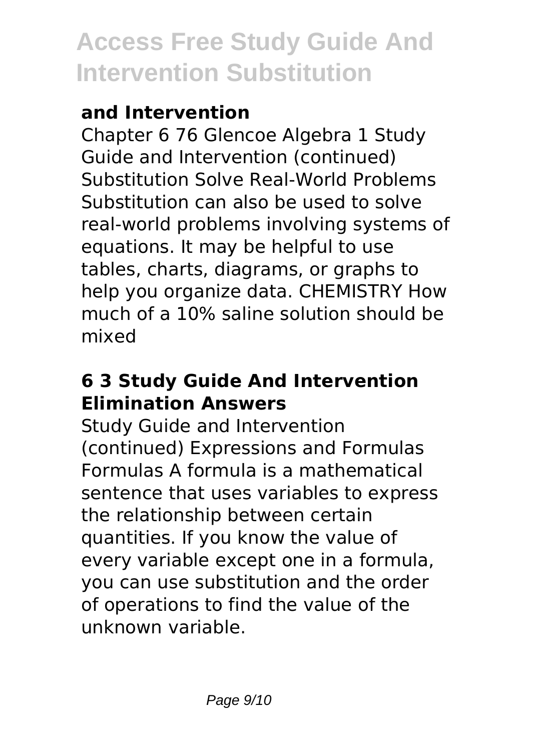### and Intervention

Chapter 6 76 Glencoe Algebra 1 Study Guide and Intervention (continued) Substitution Solve Real-World Problems Substitution can also be used to solve real-world problems involving systems of equations. It may be helpful to use tables, charts, diagrams, or graphs to help you organize data. CHEMISTRY How much of a 10% saline solution should be mixed

### 6 3 Study Guide And Intervention Elimination Answers

Study Guide and Intervention (continued) Expressions and Formulas Formulas A formula is a mathematical sentence that uses variables to express the relationship between certain quantities. If you know the value of every variable except one in a formula, you can use substitution and the order of operations to find the value of the unknown variable.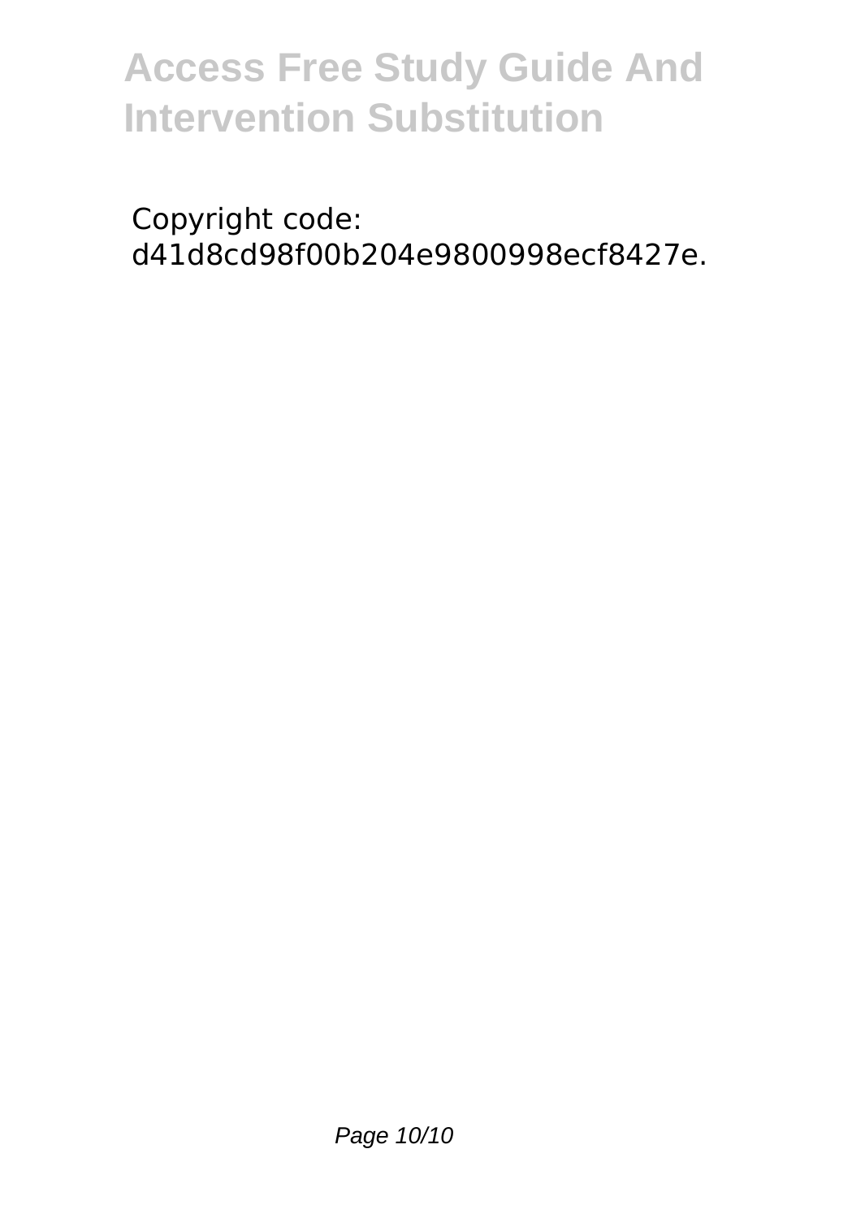Copyright code: d41d8cd98f00b204e9800998ecf8427e.